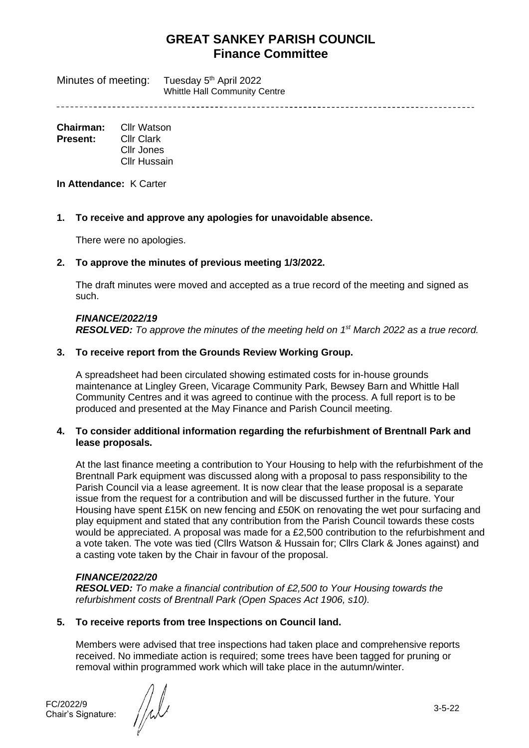# GREAT SANKEY PARISH COUNCIL
## Finance Committee

Minutes of meeting: Tuesday 5th April 2022
Whittle Hall Community Centre

---

**Chairman:** Cllr Watson
**Present:** Cllr Clark
Cllr Jones
Cllr Hussain

**In Attendance:** K Carter

**1. To receive and approve any apologies for unavoidable absence.**

There were no apologies.

**2. To approve the minutes of previous meeting 1/3/2022.**

The draft minutes were moved and accepted as a true record of the meeting and signed as such.

***FINANCE/2022/19***
***RESOLVED:*** *To approve the minutes of the meeting held on 1st March 2022 as a true record.*

**3. To receive report from the Grounds Review Working Group.**

A spreadsheet had been circulated showing estimated costs for in-house grounds maintenance at Lingley Green, Vicarage Community Park, Bewsey Barn and Whittle Hall Community Centres and it was agreed to continue with the process. A full report is to be produced and presented at the May Finance and Parish Council meeting.

**4. To consider additional information regarding the refurbishment of Brentnall Park and lease proposals.**

At the last finance meeting a contribution to Your Housing to help with the refurbishment of the Brentnall Park equipment was discussed along with a proposal to pass responsibility to the Parish Council via a lease agreement. It is now clear that the lease proposal is a separate issue from the request for a contribution and will be discussed further in the future. Your Housing have spent £15K on new fencing and £50K on renovating the wet pour surfacing and play equipment and stated that any contribution from the Parish Council towards these costs would be appreciated. A proposal was made for a £2,500 contribution to the refurbishment and a vote taken. The vote was tied (Cllrs Watson & Hussain for; Cllrs Clark & Jones against) and a casting vote taken by the Chair in favour of the proposal.

***FINANCE/2022/20***
***RESOLVED:*** *To make a financial contribution of £2,500 to Your Housing towards the refurbishment costs of Brentnall Park (Open Spaces Act 1906, s10).*

**5. To receive reports from tree Inspections on Council land.**

Members were advised that tree inspections had taken place and comprehensive reports received. No immediate action is required; some trees have been tagged for pruning or removal within programmed work which will take place in the autumn/winter.

FC/2022/9
Chair's Signature: 3-5-22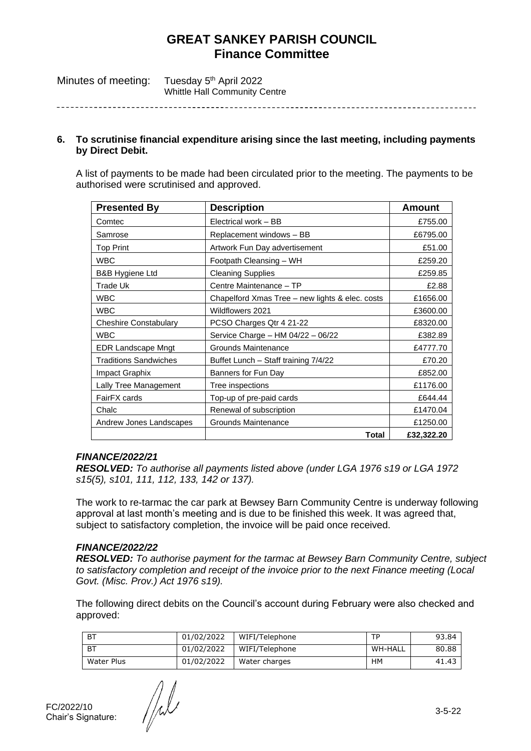# GREAT SANKEY PARISH COUNCIL
## Finance Committee

Minutes of meeting: Tuesday 5th April 2022
Whittle Hall Community Centre

**6. To scrutinise financial expenditure arising since the last meeting, including payments by Direct Debit.**

A list of payments to be made had been circulated prior to the meeting. The payments to be authorised were scrutinised and approved.

| Presented By | Description | Amount |
|---|---|---|
| Comtec | Electrical work – BB | £755.00 |
| Samrose | Replacement windows – BB | £6795.00 |
| Top Print | Artwork Fun Day advertisement | £51.00 |
| WBC | Footpath Cleansing – WH | £259.20 |
| B&B Hygiene Ltd | Cleaning Supplies | £259.85 |
| Trade Uk | Centre Maintenance – TP | £2.88 |
| WBC | Chapelford Xmas Tree – new lights & elec. costs | £1656.00 |
| WBC | Wildflowers 2021 | £3600.00 |
| Cheshire Constabulary | PCSO Charges Qtr 4 21-22 | £8320.00 |
| WBC | Service Charge – HM 04/22 – 06/22 | £382.89 |
| EDR Landscape Mngt | Grounds Maintenance | £4777.70 |
| Traditions Sandwiches | Buffet Lunch – Staff training 7/4/22 | £70.20 |
| Impact Graphix | Banners for Fun Day | £852.00 |
| Lally Tree Management | Tree inspections | £1176.00 |
| FairFX cards | Top-up of pre-paid cards | £644.44 |
| Chalc | Renewal of subscription | £1470.04 |
| Andrew Jones Landscapes | Grounds Maintenance | £1250.00 |
| | **Total** | **£32,322.20** |

***FINANCE/2022/21***
***RESOLVED:*** *To authorise all payments listed above (under LGA 1976 s19 or LGA 1972 s15(5), s101, 111, 112, 133, 142 or 137).*

The work to re-tarmac the car park at Bewsey Barn Community Centre is underway following approval at last month's meeting and is due to be finished this week. It was agreed that, subject to satisfactory completion, the invoice will be paid once received.

***FINANCE/2022/22***
***RESOLVED:*** *To authorise payment for the tarmac at Bewsey Barn Community Centre, subject to satisfactory completion and receipt of the invoice prior to the next Finance meeting (Local Govt. (Misc. Prov.) Act 1976 s19).*

The following direct debits on the Council's account during February were also checked and approved:

| | | | | |
|---|---|---|---|---|
| BT | 01/02/2022 | WIFI/Telephone | TP | 93.84 |
| BT | 01/02/2022 | WIFI/Telephone | WH-HALL | 80.88 |
| Water Plus | 01/02/2022 | Water charges | HM | 41.43 |

FC/2022/10
Chair's Signature: 3-5-22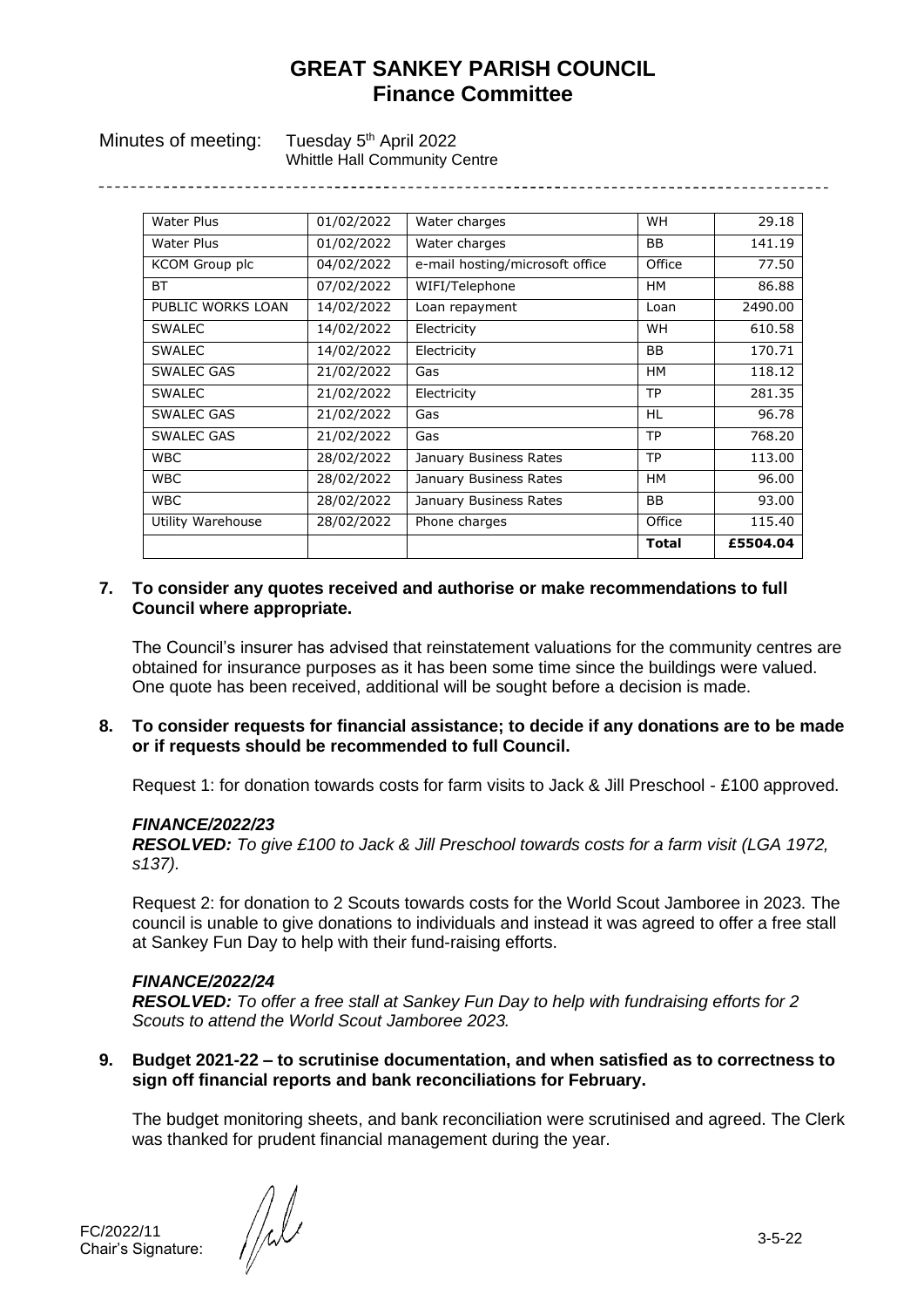# GREAT SANKEY PARISH COUNCIL
## Finance Committee

Minutes of meeting: Tuesday 5th April 2022
Whittle Hall Community Centre

| | | | | |
|---|---|---|---|---|
| Water Plus | 01/02/2022 | Water charges | WH | 29.18 |
| Water Plus | 01/02/2022 | Water charges | BB | 141.19 |
| KCOM Group plc | 04/02/2022 | e-mail hosting/microsoft office | Office | 77.50 |
| BT | 07/02/2022 | WIFI/Telephone | HM | 86.88 |
| PUBLIC WORKS LOAN | 14/02/2022 | Loan repayment | Loan | 2490.00 |
| SWALEC | 14/02/2022 | Electricity | WH | 610.58 |
| SWALEC | 14/02/2022 | Electricity | BB | 170.71 |
| SWALEC GAS | 21/02/2022 | Gas | HM | 118.12 |
| SWALEC | 21/02/2022 | Electricity | TP | 281.35 |
| SWALEC GAS | 21/02/2022 | Gas | HL | 96.78 |
| SWALEC GAS | 21/02/2022 | Gas | TP | 768.20 |
| WBC | 28/02/2022 | January Business Rates | TP | 113.00 |
| WBC | 28/02/2022 | January Business Rates | HM | 96.00 |
| WBC | 28/02/2022 | January Business Rates | BB | 93.00 |
| Utility Warehouse | 28/02/2022 | Phone charges | Office | 115.40 |
| | | | **Total** | **£5504.04** |

**7. To consider any quotes received and authorise or make recommendations to full Council where appropriate.**

The Council's insurer has advised that reinstatement valuations for the community centres are obtained for insurance purposes as it has been some time since the buildings were valued. One quote has been received, additional will be sought before a decision is made.

**8. To consider requests for financial assistance; to decide if any donations are to be made or if requests should be recommended to full Council.**

Request 1: for donation towards costs for farm visits to Jack & Jill Preschool - £100 approved.

***FINANCE/2022/23***
***RESOLVED:*** *To give £100 to Jack & Jill Preschool towards costs for a farm visit (LGA 1972, s137).*

Request 2: for donation to 2 Scouts towards costs for the World Scout Jamboree in 2023. The council is unable to give donations to individuals and instead it was agreed to offer a free stall at Sankey Fun Day to help with their fund-raising efforts.

***FINANCE/2022/24***
***RESOLVED:*** *To offer a free stall at Sankey Fun Day to help with fundraising efforts for 2 Scouts to attend the World Scout Jamboree 2023.*

**9. Budget 2021-22 – to scrutinise documentation, and when satisfied as to correctness to sign off financial reports and bank reconciliations for February.**

The budget monitoring sheets, and bank reconciliation were scrutinised and agreed. The Clerk was thanked for prudent financial management during the year.

FC/2022/11
Chair's Signature: 3-5-22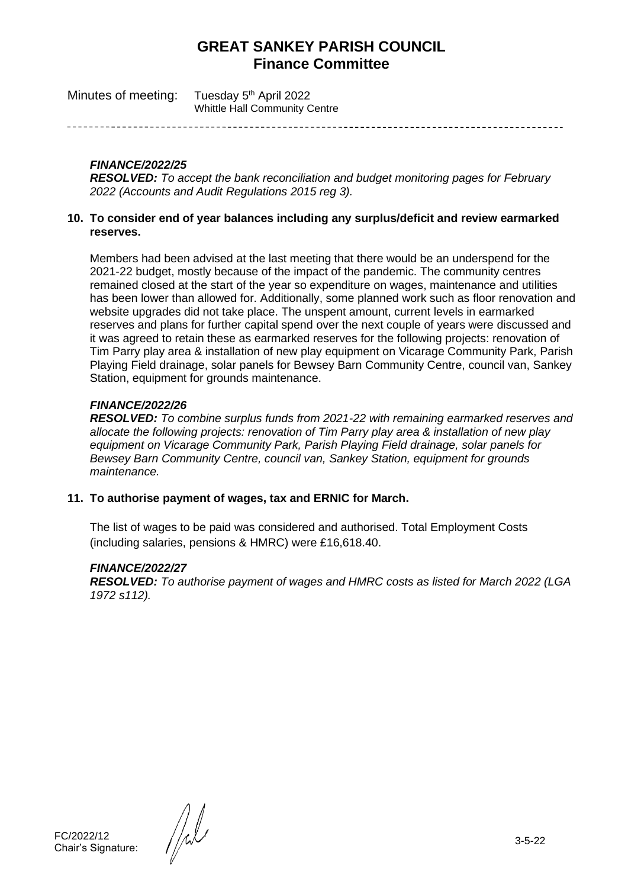# GREAT SANKEY PARISH COUNCIL
## Finance Committee

Minutes of meeting: Tuesday 5th April 2022
Whittle Hall Community Centre

---

***FINANCE/2022/25***
***RESOLVED:*** *To accept the bank reconciliation and budget monitoring pages for February 2022 (Accounts and Audit Regulations 2015 reg 3).*

**10. To consider end of year balances including any surplus/deficit and review earmarked reserves.**

Members had been advised at the last meeting that there would be an underspend for the 2021-22 budget, mostly because of the impact of the pandemic. The community centres remained closed at the start of the year so expenditure on wages, maintenance and utilities has been lower than allowed for. Additionally, some planned work such as floor renovation and website upgrades did not take place. The unspent amount, current levels in earmarked reserves and plans for further capital spend over the next couple of years were discussed and it was agreed to retain these as earmarked reserves for the following projects: renovation of Tim Parry play area & installation of new play equipment on Vicarage Community Park, Parish Playing Field drainage, solar panels for Bewsey Barn Community Centre, council van, Sankey Station, equipment for grounds maintenance.

***FINANCE/2022/26***
***RESOLVED:*** *To combine surplus funds from 2021-22 with remaining earmarked reserves and allocate the following projects: renovation of Tim Parry play area & installation of new play equipment on Vicarage Community Park, Parish Playing Field drainage, solar panels for Bewsey Barn Community Centre, council van, Sankey Station, equipment for grounds maintenance.*

**11. To authorise payment of wages, tax and ERNIC for March.**

The list of wages to be paid was considered and authorised. Total Employment Costs (including salaries, pensions & HMRC) were £16,618.40.

***FINANCE/2022/27***
***RESOLVED:*** *To authorise payment of wages and HMRC costs as listed for March 2022 (LGA 1972 s112).*

FC/2022/12
Chair's Signature: 3-5-22